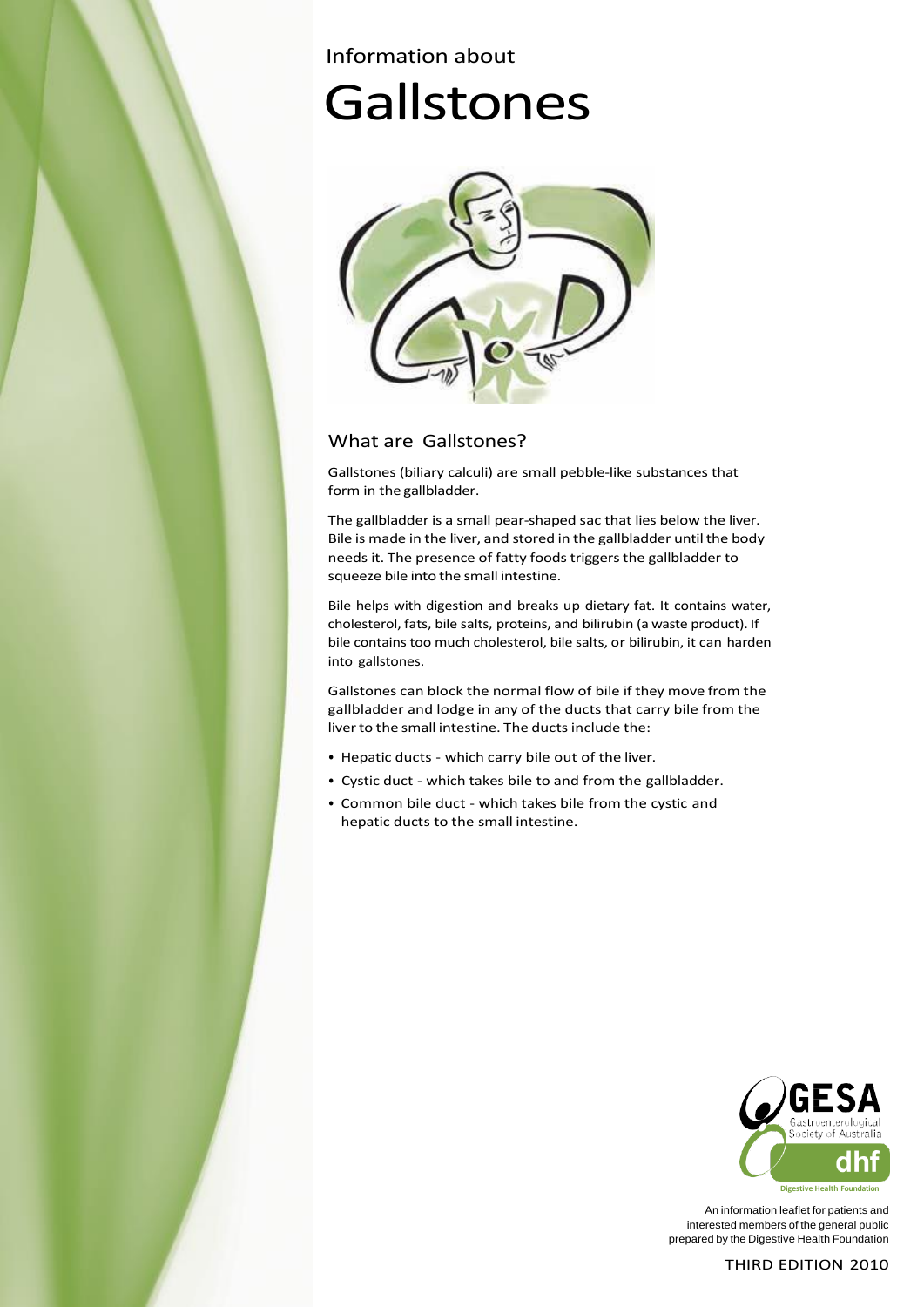Information about

# Gallstones

## What are Gallstones?

Gallstones (biliary calculi) are small pebble-like substances that form in the gallbladder.

The gallbladder is a small pear-shaped sac that lies below the liver. Bile is made in the liver, and stored in the gallbladder until the body needs it. The presence of fatty foods triggers the gallbladder to squeeze bile into the small intestine.

Bile helps with digestion and breaks up dietary fat. It contains water, cholesterol, fats, bile salts, proteins, and bilirubin (a waste product). If bile contains too much cholesterol, bile salts, or bilirubin, it can harden into gallstones.

Gallstones can block the normal flow of bile if they move from the gallbladder and lodge in any of the ducts that carry bile from the liver to the small intestine. The ducts include the:

- Hepatic ducts - which carry bile out of the liver.
- Cystic duct - which takes bile to and from the gallbladder.
- Common bile duct - which takes bile from the cystic and hepatic ducts to the small intestine.

GESA Gastroenterological Society of Australia

dhf Digestive Health Foundation

An information leaflet for patients and interested members of the general public prepared by the Digestive Health Foundation

THIRD EDITION 2010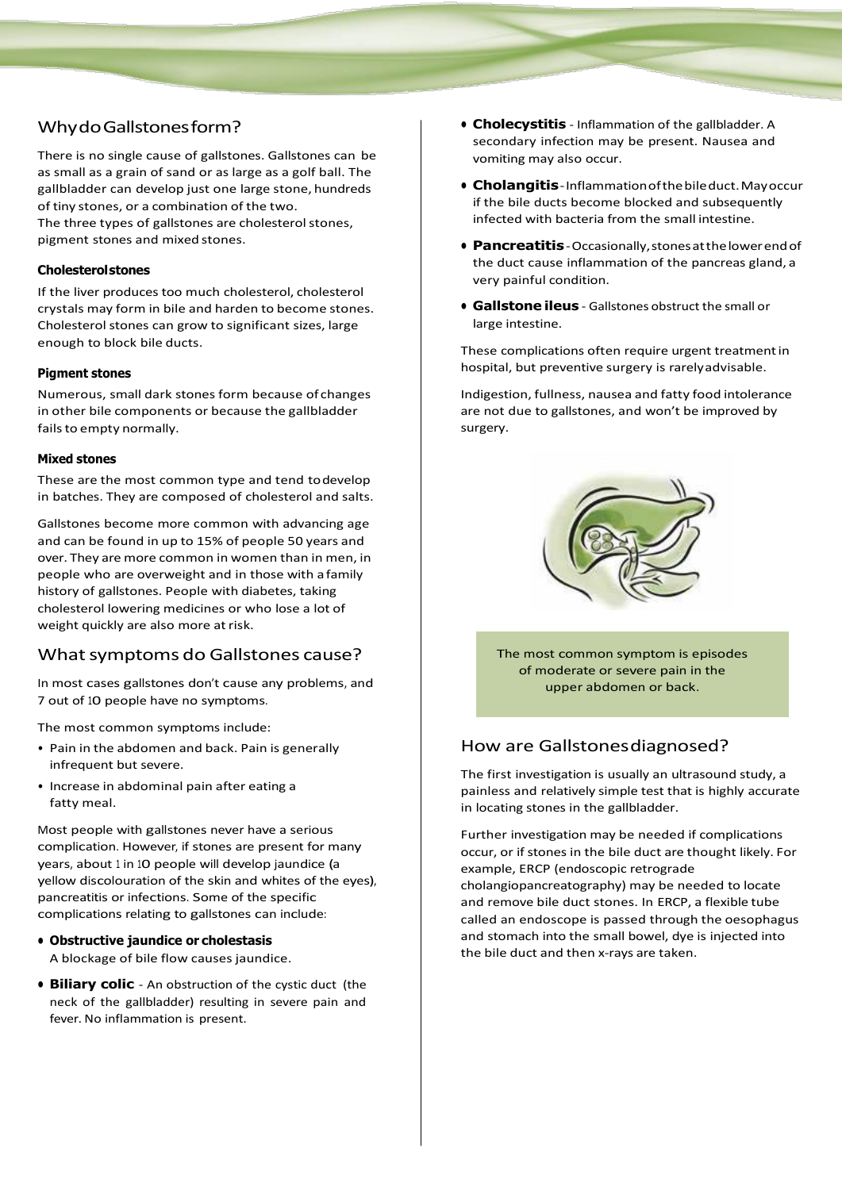## Why do Gallstones form?

There is no single cause of gallstones. Gallstones can be as small as a grain of sand or as large as a golf ball. The gallbladder can develop just one large stone, hundreds of tiny stones, or a combination of the two.
The three types of gallstones are cholesterol stones, pigment stones and mixed stones.

#### Cholesterol stones

If the liver produces too much cholesterol, cholesterol crystals may form in bile and harden to become stones. Cholesterol stones can grow to significant sizes, large enough to block bile ducts.

#### Pigment stones

Numerous, small dark stones form because of changes in other bile components or because the gallbladder fails to empty normally.

#### Mixed stones

These are the most common type and tend to develop in batches. They are composed of cholesterol and salts.

Gallstones become more common with advancing age and can be found in up to 15% of people 50 years and over. They are more common in women than in men, in people who are overweight and in those with a family history of gallstones. People with diabetes, taking cholesterol lowering medicines or who lose a lot of weight quickly are also more at risk.

## What symptoms do Gallstones cause?

In most cases gallstones don't cause any problems, and 7 out of 10 people have no symptoms.

The most common symptoms include:

- Pain in the abdomen and back. Pain is generally infrequent but severe.
- Increase in abdominal pain after eating a fatty meal.

Most people with gallstones never have a serious complication. However, if stones are present for many years, about 1 in 10 people will develop jaundice (a yellow discolouration of the skin and whites of the eyes), pancreatitis or infections. Some of the specific complications relating to gallstones can include:

- **Obstructive jaundice or cholestasis**
  A blockage of bile flow causes jaundice.
- **Biliary colic** - An obstruction of the cystic duct (the neck of the gallbladder) resulting in severe pain and fever. No inflammation is present.
- **Cholecystitis** - Inflammation of the gallbladder. A secondary infection may be present. Nausea and vomiting may also occur.
- **Cholangitis** - Inflammation of the bile duct. May occur if the bile ducts become blocked and subsequently infected with bacteria from the small intestine.
- **Pancreatitis** - Occasionally, stones at the lower end of the duct cause inflammation of the pancreas gland, a very painful condition.
- **Gallstone ileus** - Gallstones obstruct the small or large intestine.

These complications often require urgent treatment in hospital, but preventive surgery is rarely advisable.

Indigestion, fullness, nausea and fatty food intolerance are not due to gallstones, and won't be improved by surgery.

The most common symptom is episodes of moderate or severe pain in the upper abdomen or back.

## How are Gallstones diagnosed?

The first investigation is usually an ultrasound study, a painless and relatively simple test that is highly accurate in locating stones in the gallbladder.

Further investigation may be needed if complications occur, or if stones in the bile duct are thought likely. For example, ERCP (endoscopic retrograde cholangiopancreatography) may be needed to locate and remove bile duct stones. In ERCP, a flexible tube called an endoscope is passed through the oesophagus and stomach into the small bowel, dye is injected into the bile duct and then x-rays are taken.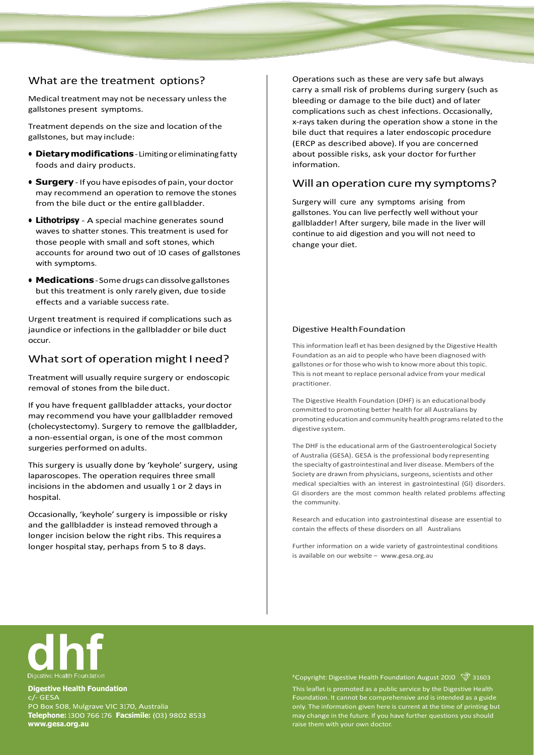## What are the treatment options?

Medical treatment may not be necessary unless the gallstones present symptoms.

Treatment depends on the size and location of the gallstones, but may include:

- **Dietary modifications** - Limiting or eliminating fatty foods and dairy products.
- **Surgery** - If you have episodes of pain, your doctor may recommend an operation to remove the stones from the bile duct or the entire gall bladder.
- **Lithotripsy** - A special machine generates sound waves to shatter stones. This treatment is used for those people with small and soft stones, which accounts for around two out of 10 cases of gallstones with symptoms.
- **Medications** - Some drugs can dissolve gallstones but this treatment is only rarely given, due to side effects and a variable success rate.

Urgent treatment is required if complications such as jaundice or infections in the gallbladder or bile duct occur.

## What sort of operation might I need?

Treatment will usually require surgery or endoscopic removal of stones from the bile duct.

If you have frequent gallbladder attacks, your doctor may recommend you have your gallbladder removed (cholecystectomy). Surgery to remove the gallbladder, a non-essential organ, is one of the most common surgeries performed on adults.

This surgery is usually done by 'keyhole' surgery, using laparoscopes. The operation requires three small incisions in the abdomen and usually 1 or 2 days in hospital.

Occasionally, 'keyhole' surgery is impossible or risky and the gallbladder is instead removed through a longer incision below the right ribs. This requires a longer hospital stay, perhaps from 5 to 8 days.

Operations such as these are very safe but always carry a small risk of problems during surgery (such as bleeding or damage to the bile duct) and of later complications such as chest infections. Occasionally, x-rays taken during the operation show a stone in the bile duct that requires a later endoscopic procedure (ERCP as described above). If you are concerned about possible risks, ask your doctor for further information.

## Will an operation cure my symptoms?

Surgery will cure any symptoms arising from gallstones. You can live perfectly well without your gallbladder! After surgery, bile made in the liver will continue to aid digestion and you will not need to change your diet.

### Digestive Health Foundation

This information leafl et has been designed by the Digestive Health Foundation as an aid to people who have been diagnosed with gallstones or for those who wish to know more about this topic. This is not meant to replace personal advice from your medical practitioner.

The Digestive Health Foundation (DHF) is an educational body committed to promoting better health for all Australians by promoting education and community health programs related to the digestive system.

The DHF is the educational arm of the Gastroenterological Society of Australia (GESA). GESA is the professional body representing the specialty of gastrointestinal and liver disease. Members of the Society are drawn from physicians, surgeons, scientists and other medical specialties with an interest in gastrointestinal (GI) disorders. GI disorders are the most common health related problems affecting the community.

Research and education into gastrointestinal disease are essential to contain the effects of these disorders on all Australians

Further information on a wide variety of gastrointestinal conditions is available on our website – www.gesa.org.au

dhf
Digestive Health Foundation

**Digestive Health Foundation**
c/- GESA
PO Box 508, Mulgrave VIC 3170, Australia
**Telephone:** 1300 766 176 **Facsimile:** (03) 9802 8533
**www.gesa.org.au**

©Copyright: Digestive Health Foundation August 2010 31603

This leaflet is promoted as a public service by the Digestive Health Foundation. It cannot be comprehensive and is intended as a guide only. The information given here is current at the time of printing but may change in the future. If you have further questions you should raise them with your own doctor.